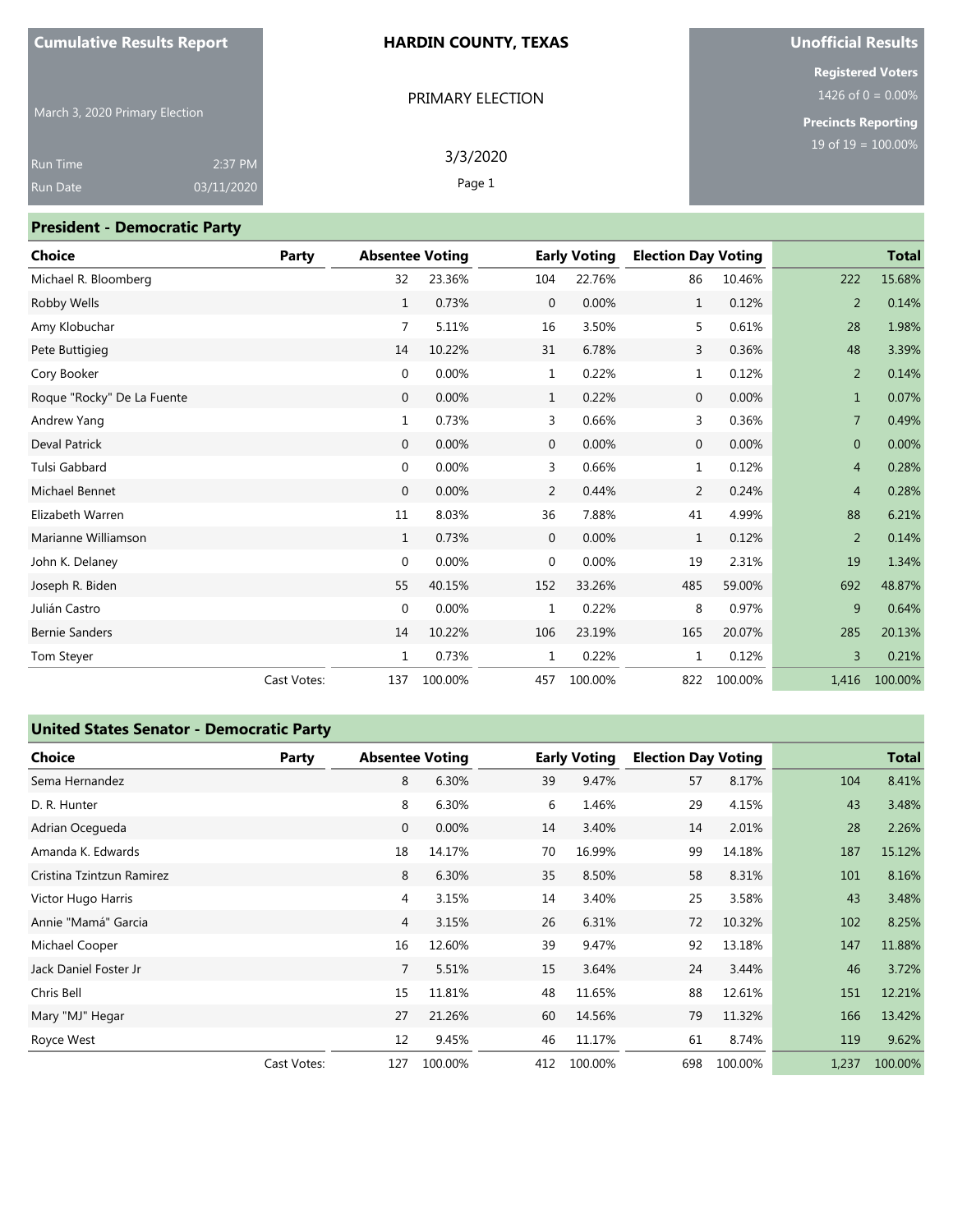**Cumulative Results Report**

March 3, 2020 Primary Election

Run Time 2:37 PM
Run Date 03/11/2020

**HARDIN COUNTY, TEXAS**

PRIMARY ELECTION

3/3/2020

**Unofficial Results**

**Registered Voters**
1426 of 0 = 0.00%

**Precincts Reporting**
19 of 19 = 100.00%

## President - Democratic Party

| Choice | Party | Absentee Voting | | Early Voting | | Election Day Voting | | Total | |
|---|---|---|---|---|---|---|---|---|---|
| Michael R. Bloomberg | | 32 | 23.36% | 104 | 22.76% | 86 | 10.46% | 222 | 15.68% |
| Robby Wells | | 1 | 0.73% | 0 | 0.00% | 1 | 0.12% | 2 | 0.14% |
| Amy Klobuchar | | 7 | 5.11% | 16 | 3.50% | 5 | 0.61% | 28 | 1.98% |
| Pete Buttigieg | | 14 | 10.22% | 31 | 6.78% | 3 | 0.36% | 48 | 3.39% |
| Cory Booker | | 0 | 0.00% | 1 | 0.22% | 1 | 0.12% | 2 | 0.14% |
| Roque "Rocky" De La Fuente | | 0 | 0.00% | 1 | 0.22% | 0 | 0.00% | 1 | 0.07% |
| Andrew Yang | | 1 | 0.73% | 3 | 0.66% | 3 | 0.36% | 7 | 0.49% |
| Deval Patrick | | 0 | 0.00% | 0 | 0.00% | 0 | 0.00% | 0 | 0.00% |
| Tulsi Gabbard | | 0 | 0.00% | 3 | 0.66% | 1 | 0.12% | 4 | 0.28% |
| Michael Bennet | | 0 | 0.00% | 2 | 0.44% | 2 | 0.24% | 4 | 0.28% |
| Elizabeth Warren | | 11 | 8.03% | 36 | 7.88% | 41 | 4.99% | 88 | 6.21% |
| Marianne Williamson | | 1 | 0.73% | 0 | 0.00% | 1 | 0.12% | 2 | 0.14% |
| John K. Delaney | | 0 | 0.00% | 0 | 0.00% | 19 | 2.31% | 19 | 1.34% |
| Joseph R. Biden | | 55 | 40.15% | 152 | 33.26% | 485 | 59.00% | 692 | 48.87% |
| Julián Castro | | 0 | 0.00% | 1 | 0.22% | 8 | 0.97% | 9 | 0.64% |
| Bernie Sanders | | 14 | 10.22% | 106 | 23.19% | 165 | 20.07% | 285 | 20.13% |
| Tom Steyer | | 1 | 0.73% | 1 | 0.22% | 1 | 0.12% | 3 | 0.21% |
| | Cast Votes: | 137 | 100.00% | 457 | 100.00% | 822 | 100.00% | 1,416 | 100.00% |

## United States Senator - Democratic Party

| Choice | Party | Absentee Voting | | Early Voting | | Election Day Voting | | Total | |
|---|---|---|---|---|---|---|---|---|---|
| Sema Hernandez | | 8 | 6.30% | 39 | 9.47% | 57 | 8.17% | 104 | 8.41% |
| D. R. Hunter | | 8 | 6.30% | 6 | 1.46% | 29 | 4.15% | 43 | 3.48% |
| Adrian Ocegueda | | 0 | 0.00% | 14 | 3.40% | 14 | 2.01% | 28 | 2.26% |
| Amanda K. Edwards | | 18 | 14.17% | 70 | 16.99% | 99 | 14.18% | 187 | 15.12% |
| Cristina Tzintzun Ramirez | | 8 | 6.30% | 35 | 8.50% | 58 | 8.31% | 101 | 8.16% |
| Victor Hugo Harris | | 4 | 3.15% | 14 | 3.40% | 25 | 3.58% | 43 | 3.48% |
| Annie "Mamá" Garcia | | 4 | 3.15% | 26 | 6.31% | 72 | 10.32% | 102 | 8.25% |
| Michael Cooper | | 16 | 12.60% | 39 | 9.47% | 92 | 13.18% | 147 | 11.88% |
| Jack Daniel Foster Jr | | 7 | 5.51% | 15 | 3.64% | 24 | 3.44% | 46 | 3.72% |
| Chris Bell | | 15 | 11.81% | 48 | 11.65% | 88 | 12.61% | 151 | 12.21% |
| Mary "MJ" Hegar | | 27 | 21.26% | 60 | 14.56% | 79 | 11.32% | 166 | 13.42% |
| Royce West | | 12 | 9.45% | 46 | 11.17% | 61 | 8.74% | 119 | 9.62% |
| | Cast Votes: | 127 | 100.00% | 412 | 100.00% | 698 | 100.00% | 1,237 | 100.00% |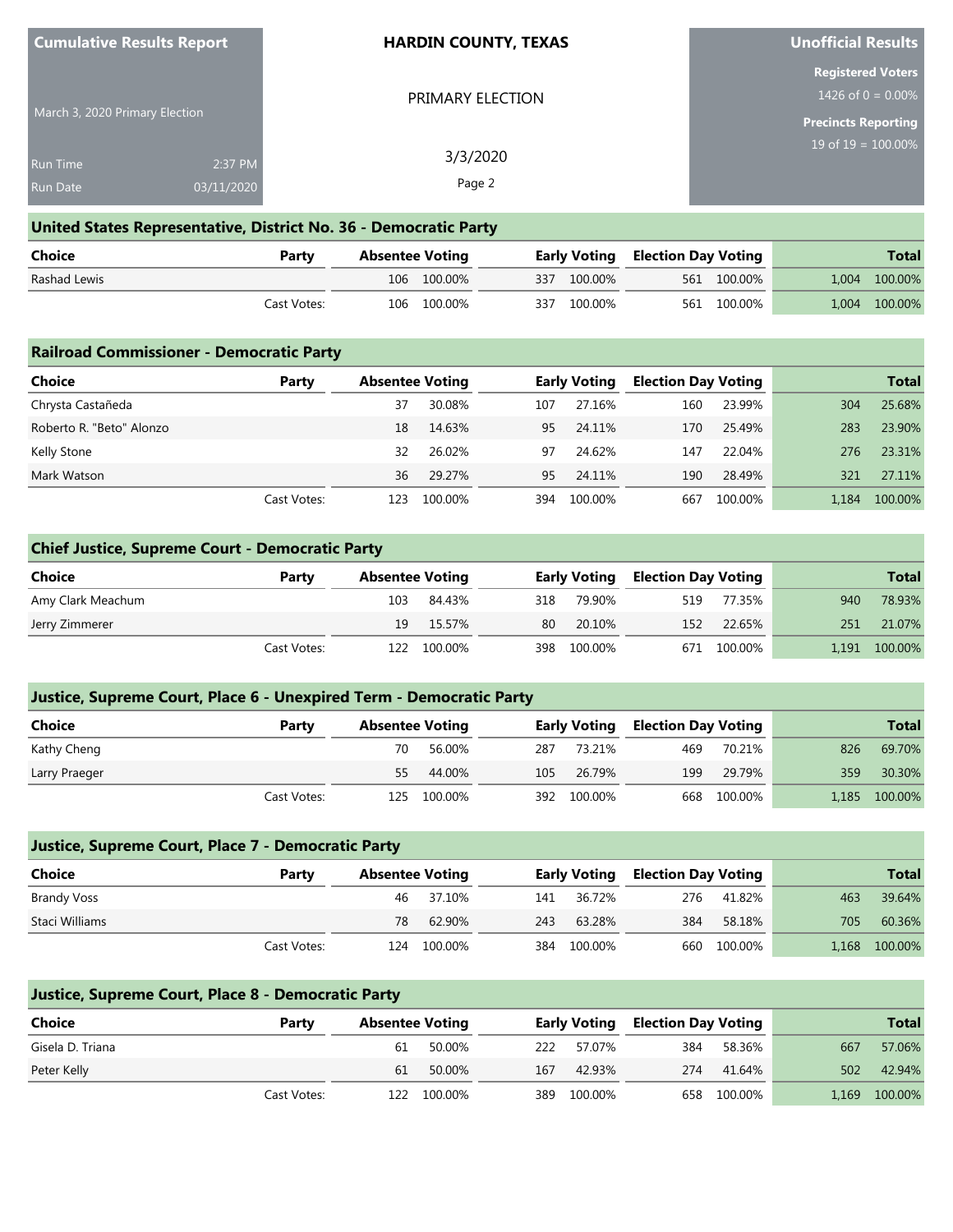| Cumulative Results Report | HARDIN COUNTY, TEXAS | Unofficial Results |
|---|---|---|
| March 3, 2020 Primary Election | PRIMARY ELECTION | Registered Voters 1426 of 0 = 0.00% |
| Run Time 2:37 PM | 3/3/2020 | Precincts Reporting 19 of 19 = 100.00% |
| Run Date 03/11/2020 | | |

## United States Representative, District No. 36 - Democratic Party

| Choice | Party | Absentee Voting | | Early Voting | | Election Day Voting | | Total | |
|---|---|---|---|---|---|---|---|---|---|
| Rashad Lewis | | 106 | 100.00% | 337 | 100.00% | 561 | 100.00% | 1,004 | 100.00% |
| | Cast Votes: | 106 | 100.00% | 337 | 100.00% | 561 | 100.00% | 1,004 | 100.00% |

## Railroad Commissioner - Democratic Party

| Choice | Party | Absentee Voting | | Early Voting | | Election Day Voting | | Total | |
|---|---|---|---|---|---|---|---|---|---|
| Chrysta Castañeda | | 37 | 30.08% | 107 | 27.16% | 160 | 23.99% | 304 | 25.68% |
| Roberto R. "Beto" Alonzo | | 18 | 14.63% | 95 | 24.11% | 170 | 25.49% | 283 | 23.90% |
| Kelly Stone | | 32 | 26.02% | 97 | 24.62% | 147 | 22.04% | 276 | 23.31% |
| Mark Watson | | 36 | 29.27% | 95 | 24.11% | 190 | 28.49% | 321 | 27.11% |
| | Cast Votes: | 123 | 100.00% | 394 | 100.00% | 667 | 100.00% | 1,184 | 100.00% |

## Chief Justice, Supreme Court - Democratic Party

| Choice | Party | Absentee Voting | | Early Voting | | Election Day Voting | | Total | |
|---|---|---|---|---|---|---|---|---|---|
| Amy Clark Meachum | | 103 | 84.43% | 318 | 79.90% | 519 | 77.35% | 940 | 78.93% |
| Jerry Zimmerer | | 19 | 15.57% | 80 | 20.10% | 152 | 22.65% | 251 | 21.07% |
| | Cast Votes: | 122 | 100.00% | 398 | 100.00% | 671 | 100.00% | 1,191 | 100.00% |

## Justice, Supreme Court, Place 6 - Unexpired Term - Democratic Party

| Choice | Party | Absentee Voting | | Early Voting | | Election Day Voting | | Total | |
|---|---|---|---|---|---|---|---|---|---|
| Kathy Cheng | | 70 | 56.00% | 287 | 73.21% | 469 | 70.21% | 826 | 69.70% |
| Larry Praeger | | 55 | 44.00% | 105 | 26.79% | 199 | 29.79% | 359 | 30.30% |
| | Cast Votes: | 125 | 100.00% | 392 | 100.00% | 668 | 100.00% | 1,185 | 100.00% |

## Justice, Supreme Court, Place 7 - Democratic Party

| Choice | Party | Absentee Voting | | Early Voting | | Election Day Voting | | Total | |
|---|---|---|---|---|---|---|---|---|---|
| Brandy Voss | | 46 | 37.10% | 141 | 36.72% | 276 | 41.82% | 463 | 39.64% |
| Staci Williams | | 78 | 62.90% | 243 | 63.28% | 384 | 58.18% | 705 | 60.36% |
| | Cast Votes: | 124 | 100.00% | 384 | 100.00% | 660 | 100.00% | 1,168 | 100.00% |

## Justice, Supreme Court, Place 8 - Democratic Party

| Choice | Party | Absentee Voting | | Early Voting | | Election Day Voting | | Total | |
|---|---|---|---|---|---|---|---|---|---|
| Gisela D. Triana | | 61 | 50.00% | 222 | 57.07% | 384 | 58.36% | 667 | 57.06% |
| Peter Kelly | | 61 | 50.00% | 167 | 42.93% | 274 | 41.64% | 502 | 42.94% |
| | Cast Votes: | 122 | 100.00% | 389 | 100.00% | 658 | 100.00% | 1,169 | 100.00% |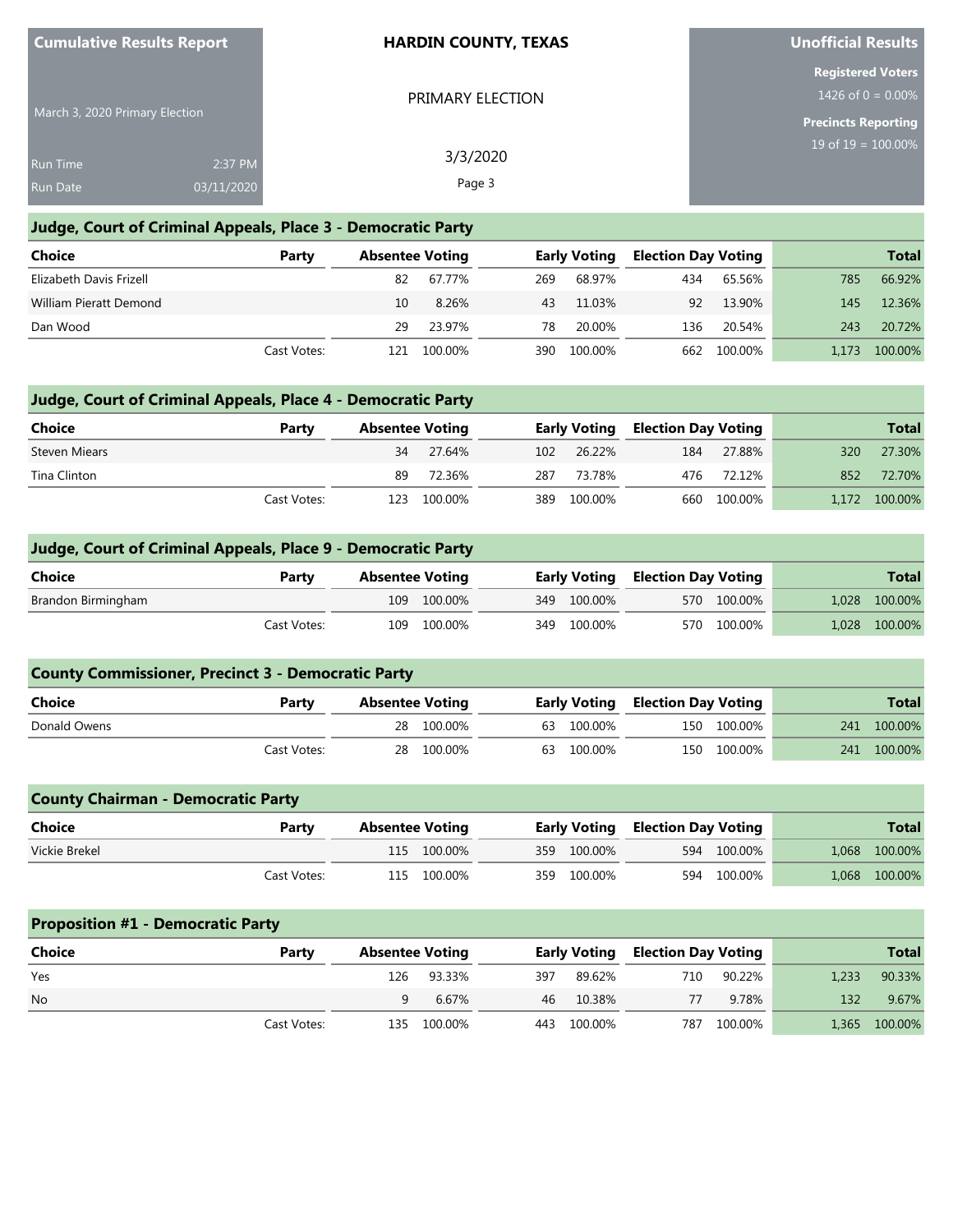**Cumulative Results Report**

March 3, 2020 Primary Election

Run Time 2:37 PM
Run Date 03/11/2020

**HARDIN COUNTY, TEXAS**

PRIMARY ELECTION

3/3/2020

**Unofficial Results**

**Registered Voters**
1426 of 0 = 0.00%

**Precincts Reporting**
19 of 19 = 100.00%

## Judge, Court of Criminal Appeals, Place 3 - Democratic Party

| Choice | Party | Absentee Voting | | Early Voting | | Election Day Voting | | Total | |
|---|---|---|---|---|---|---|---|---|---|
| Elizabeth Davis Frizell | | 82 | 67.77% | 269 | 68.97% | 434 | 65.56% | 785 | 66.92% |
| William Pieratt Demond | | 10 | 8.26% | 43 | 11.03% | 92 | 13.90% | 145 | 12.36% |
| Dan Wood | | 29 | 23.97% | 78 | 20.00% | 136 | 20.54% | 243 | 20.72% |
| | Cast Votes: | 121 | 100.00% | 390 | 100.00% | 662 | 100.00% | 1,173 | 100.00% |

## Judge, Court of Criminal Appeals, Place 4 - Democratic Party

| Choice | Party | Absentee Voting | | Early Voting | | Election Day Voting | | Total | |
|---|---|---|---|---|---|---|---|---|---|
| Steven Miears | | 34 | 27.64% | 102 | 26.22% | 184 | 27.88% | 320 | 27.30% |
| Tina Clinton | | 89 | 72.36% | 287 | 73.78% | 476 | 72.12% | 852 | 72.70% |
| | Cast Votes: | 123 | 100.00% | 389 | 100.00% | 660 | 100.00% | 1,172 | 100.00% |

## Judge, Court of Criminal Appeals, Place 9 - Democratic Party

| Choice | Party | Absentee Voting | | Early Voting | | Election Day Voting | | Total | |
|---|---|---|---|---|---|---|---|---|---|
| Brandon Birmingham | | 109 | 100.00% | 349 | 100.00% | 570 | 100.00% | 1,028 | 100.00% |
| | Cast Votes: | 109 | 100.00% | 349 | 100.00% | 570 | 100.00% | 1,028 | 100.00% |

## County Commissioner, Precinct 3 - Democratic Party

| Choice | Party | Absentee Voting | | Early Voting | | Election Day Voting | | Total | |
|---|---|---|---|---|---|---|---|---|---|
| Donald Owens | | 28 | 100.00% | 63 | 100.00% | 150 | 100.00% | 241 | 100.00% |
| | Cast Votes: | 28 | 100.00% | 63 | 100.00% | 150 | 100.00% | 241 | 100.00% |

## County Chairman - Democratic Party

| Choice | Party | Absentee Voting | | Early Voting | | Election Day Voting | | Total | |
|---|---|---|---|---|---|---|---|---|---|
| Vickie Brekel | | 115 | 100.00% | 359 | 100.00% | 594 | 100.00% | 1,068 | 100.00% |
| | Cast Votes: | 115 | 100.00% | 359 | 100.00% | 594 | 100.00% | 1,068 | 100.00% |

## Proposition #1 - Democratic Party

| Choice | Party | Absentee Voting | | Early Voting | | Election Day Voting | | Total | |
|---|---|---|---|---|---|---|---|---|---|
| Yes | | 126 | 93.33% | 397 | 89.62% | 710 | 90.22% | 1,233 | 90.33% |
| No | | 9 | 6.67% | 46 | 10.38% | 77 | 9.78% | 132 | 9.67% |
| | Cast Votes: | 135 | 100.00% | 443 | 100.00% | 787 | 100.00% | 1,365 | 100.00% |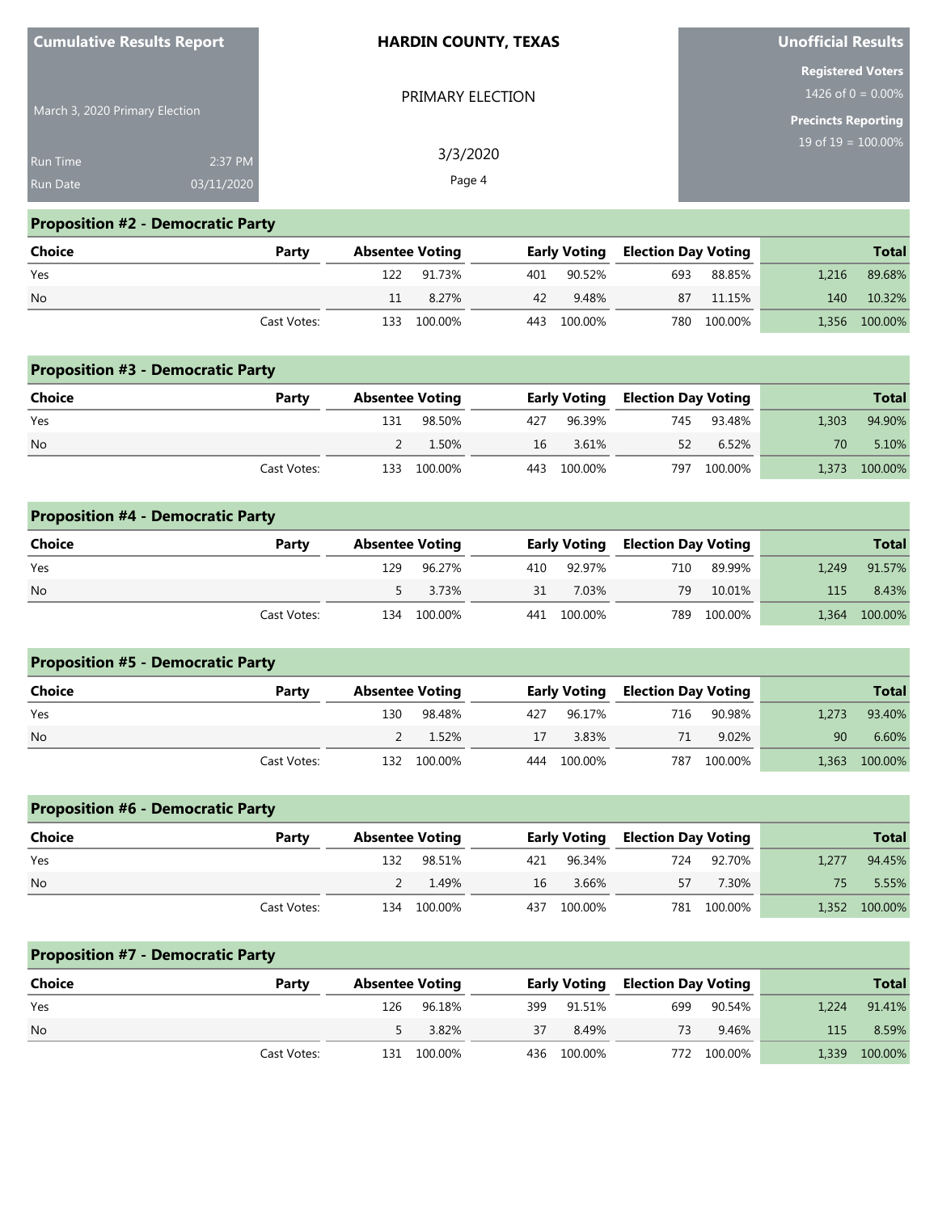**Cumulative Results Report**

March 3, 2020 Primary Election

Run Time 2:37 PM
Run Date 03/11/2020

**HARDIN COUNTY, TEXAS**

PRIMARY ELECTION

3/3/2020

**Unofficial Results**

**Registered Voters**
1426 of 0 = 0.00%

**Precincts Reporting**
19 of 19 = 100.00%

## Proposition #2 - Democratic Party

| Choice | Party | Absentee Voting | | Early Voting | | Election Day Voting | | Total | |
|---|---|---|---|---|---|---|---|---|---|
| Yes | | 122 | 91.73% | 401 | 90.52% | 693 | 88.85% | 1,216 | 89.68% |
| No | | 11 | 8.27% | 42 | 9.48% | 87 | 11.15% | 140 | 10.32% |
| | Cast Votes: | 133 | 100.00% | 443 | 100.00% | 780 | 100.00% | 1,356 | 100.00% |

## Proposition #3 - Democratic Party

| Choice | Party | Absentee Voting | | Early Voting | | Election Day Voting | | Total | |
|---|---|---|---|---|---|---|---|---|---|
| Yes | | 131 | 98.50% | 427 | 96.39% | 745 | 93.48% | 1,303 | 94.90% |
| No | | 2 | 1.50% | 16 | 3.61% | 52 | 6.52% | 70 | 5.10% |
| | Cast Votes: | 133 | 100.00% | 443 | 100.00% | 797 | 100.00% | 1,373 | 100.00% |

## Proposition #4 - Democratic Party

| Choice | Party | Absentee Voting | | Early Voting | | Election Day Voting | | Total | |
|---|---|---|---|---|---|---|---|---|---|
| Yes | | 129 | 96.27% | 410 | 92.97% | 710 | 89.99% | 1,249 | 91.57% |
| No | | 5 | 3.73% | 31 | 7.03% | 79 | 10.01% | 115 | 8.43% |
| | Cast Votes: | 134 | 100.00% | 441 | 100.00% | 789 | 100.00% | 1,364 | 100.00% |

## Proposition #5 - Democratic Party

| Choice | Party | Absentee Voting | | Early Voting | | Election Day Voting | | Total | |
|---|---|---|---|---|---|---|---|---|---|
| Yes | | 130 | 98.48% | 427 | 96.17% | 716 | 90.98% | 1,273 | 93.40% |
| No | | 2 | 1.52% | 17 | 3.83% | 71 | 9.02% | 90 | 6.60% |
| | Cast Votes: | 132 | 100.00% | 444 | 100.00% | 787 | 100.00% | 1,363 | 100.00% |

## Proposition #6 - Democratic Party

| Choice | Party | Absentee Voting | | Early Voting | | Election Day Voting | | Total | |
|---|---|---|---|---|---|---|---|---|---|
| Yes | | 132 | 98.51% | 421 | 96.34% | 724 | 92.70% | 1,277 | 94.45% |
| No | | 2 | 1.49% | 16 | 3.66% | 57 | 7.30% | 75 | 5.55% |
| | Cast Votes: | 134 | 100.00% | 437 | 100.00% | 781 | 100.00% | 1,352 | 100.00% |

## Proposition #7 - Democratic Party

| Choice | Party | Absentee Voting | | Early Voting | | Election Day Voting | | Total | |
|---|---|---|---|---|---|---|---|---|---|
| Yes | | 126 | 96.18% | 399 | 91.51% | 699 | 90.54% | 1,224 | 91.41% |
| No | | 5 | 3.82% | 37 | 8.49% | 73 | 9.46% | 115 | 8.59% |
| | Cast Votes: | 131 | 100.00% | 436 | 100.00% | 772 | 100.00% | 1,339 | 100.00% |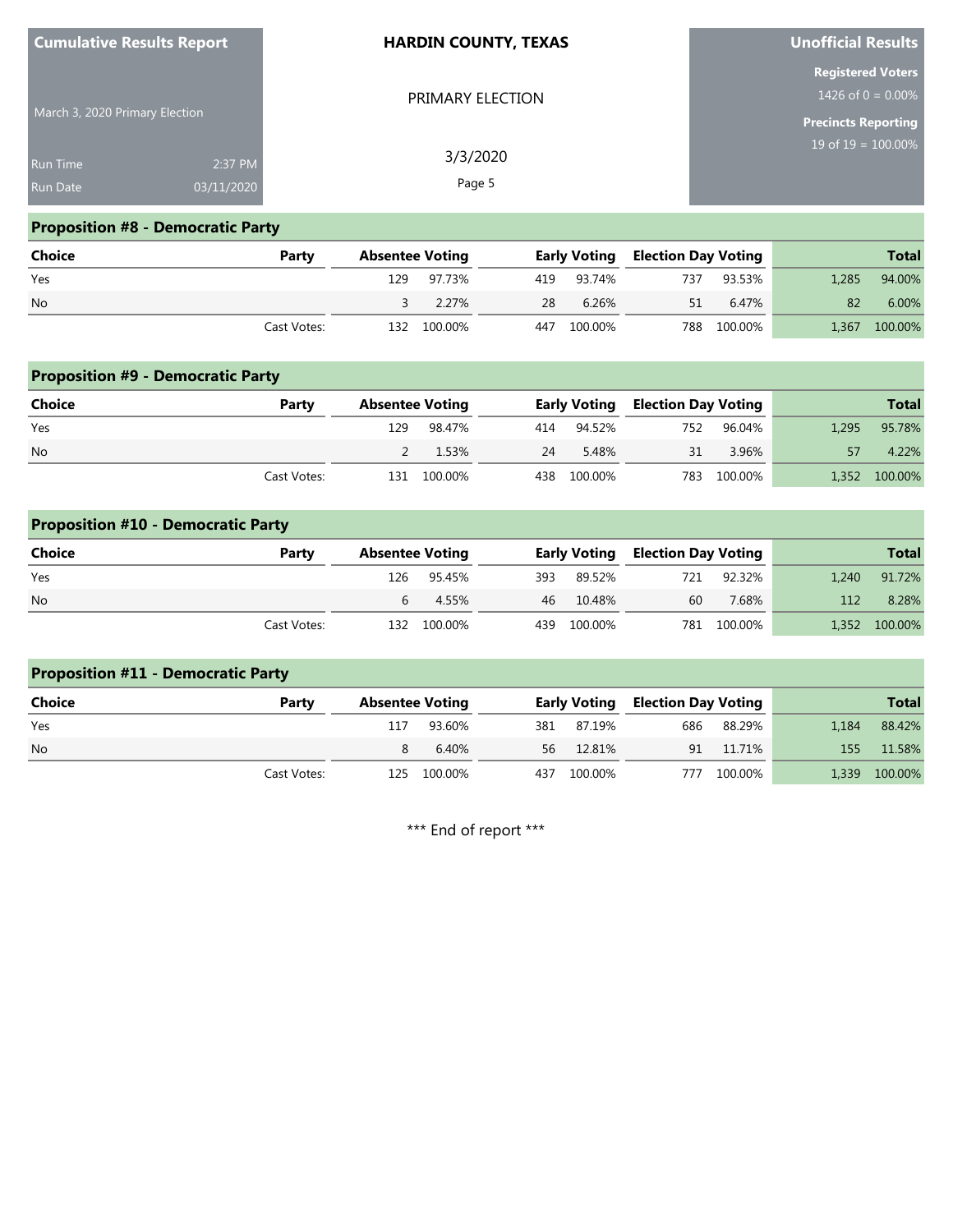| Cumulative Results Report | HARDIN COUNTY, TEXAS | Unofficial Results |
|---|---|---|
| March 3, 2020 Primary Election | PRIMARY ELECTION | Registered Voters 1426 of 0 = 0.00% |
| Run Time 2:37 PM | 3/3/2020 | Precincts Reporting 19 of 19 = 100.00% |
| Run Date 03/11/2020 | | |

## Proposition #8 - Democratic Party

| Choice | Party | Absentee Voting | | Early Voting | | Election Day Voting | | Total | |
|---|---|---|---|---|---|---|---|---|---|
| Yes | | 129 | 97.73% | 419 | 93.74% | 737 | 93.53% | 1,285 | 94.00% |
| No | | 3 | 2.27% | 28 | 6.26% | 51 | 6.47% | 82 | 6.00% |
| | Cast Votes: | 132 | 100.00% | 447 | 100.00% | 788 | 100.00% | 1,367 | 100.00% |

## Proposition #9 - Democratic Party

| Choice | Party | Absentee Voting | | Early Voting | | Election Day Voting | | Total | |
|---|---|---|---|---|---|---|---|---|---|
| Yes | | 129 | 98.47% | 414 | 94.52% | 752 | 96.04% | 1,295 | 95.78% |
| No | | 2 | 1.53% | 24 | 5.48% | 31 | 3.96% | 57 | 4.22% |
| | Cast Votes: | 131 | 100.00% | 438 | 100.00% | 783 | 100.00% | 1,352 | 100.00% |

## Proposition #10 - Democratic Party

| Choice | Party | Absentee Voting | | Early Voting | | Election Day Voting | | Total | |
|---|---|---|---|---|---|---|---|---|---|
| Yes | | 126 | 95.45% | 393 | 89.52% | 721 | 92.32% | 1,240 | 91.72% |
| No | | 6 | 4.55% | 46 | 10.48% | 60 | 7.68% | 112 | 8.28% |
| | Cast Votes: | 132 | 100.00% | 439 | 100.00% | 781 | 100.00% | 1,352 | 100.00% |

## Proposition #11 - Democratic Party

| Choice | Party | Absentee Voting | | Early Voting | | Election Day Voting | | Total | |
|---|---|---|---|---|---|---|---|---|---|
| Yes | | 117 | 93.60% | 381 | 87.19% | 686 | 88.29% | 1,184 | 88.42% |
| No | | 8 | 6.40% | 56 | 12.81% | 91 | 11.71% | 155 | 11.58% |
| | Cast Votes: | 125 | 100.00% | 437 | 100.00% | 777 | 100.00% | 1,339 | 100.00% |

*** End of report ***